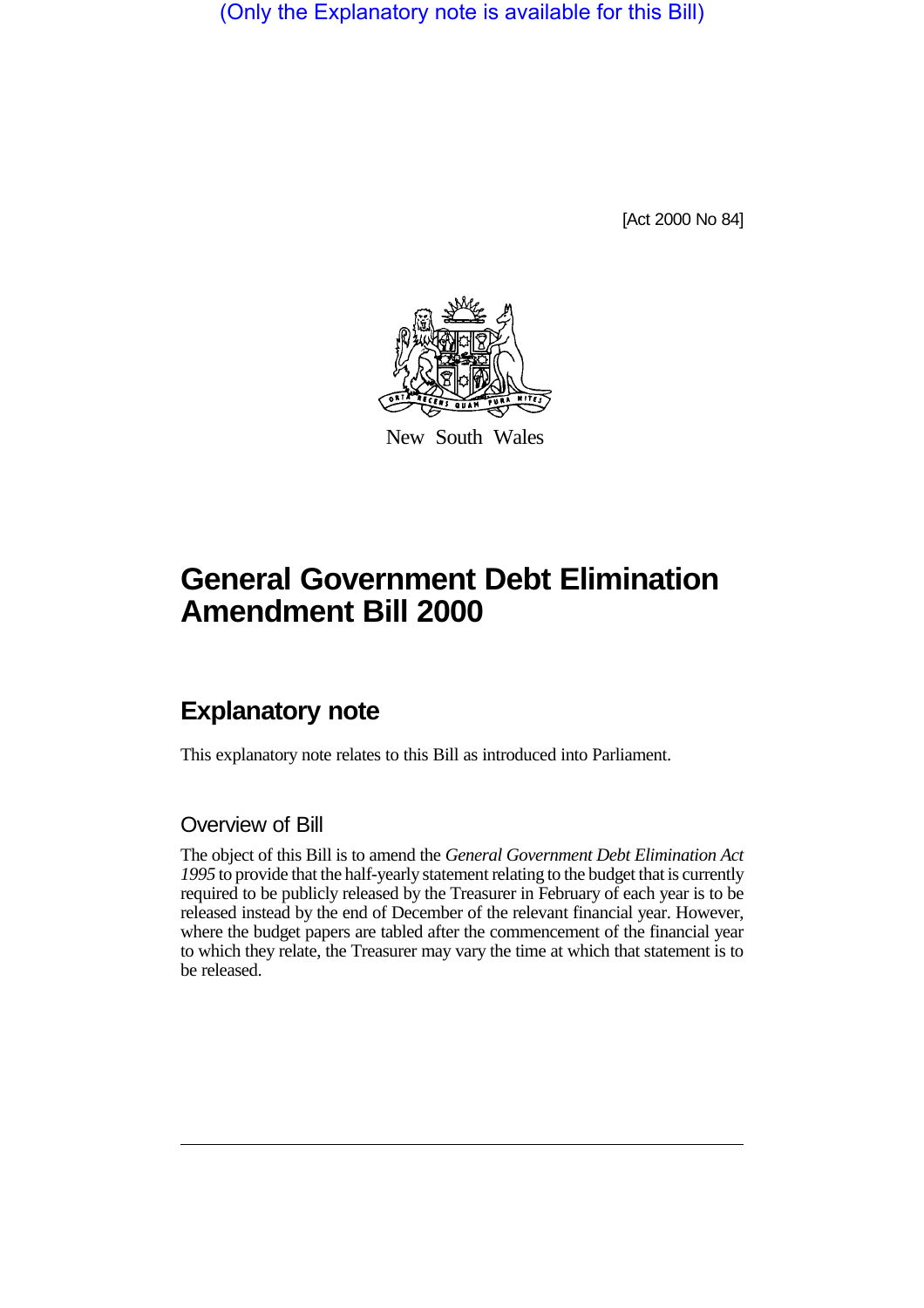(Only the Explanatory note is available for this Bill)

[Act 2000 No 84]

New South Wales

# General Government Debt Elimination Amendment Bill 2000

## Explanatory note

This explanatory note relates to this Bill as introduced into Parliament.

### Overview of Bill

The object of this Bill is to amend the *General Government Debt Elimination Act 1995* to provide that the half-yearly statement relating to the budget that is currently required to be publicly released by the Treasurer in February of each year is to be released instead by the end of December of the relevant financial year. However, where the budget papers are tabled after the commencement of the financial year to which they relate, the Treasurer may vary the time at which that statement is to be released.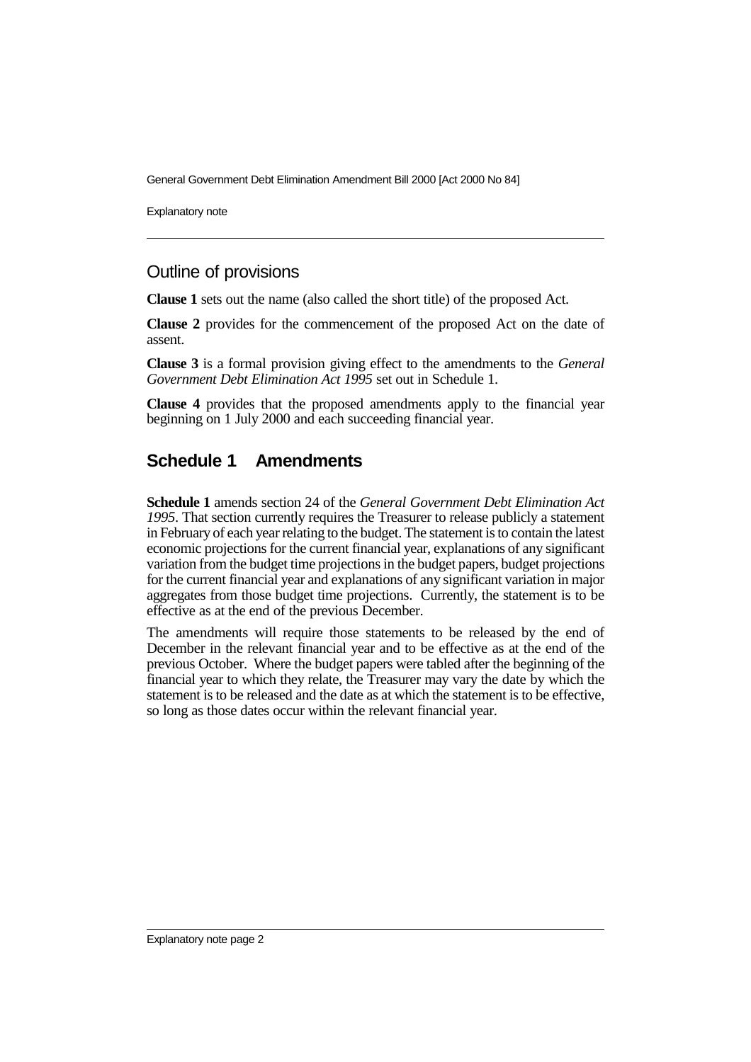## Outline of provisions

**Clause 1** sets out the name (also called the short title) of the proposed Act.

**Clause 2** provides for the commencement of the proposed Act on the date of assent.

**Clause 3** is a formal provision giving effect to the amendments to the *General Government Debt Elimination Act 1995* set out in Schedule 1.

**Clause 4** provides that the proposed amendments apply to the financial year beginning on 1 July 2000 and each succeeding financial year.

## Schedule 1 Amendments

**Schedule 1** amends section 24 of the *General Government Debt Elimination Act 1995*. That section currently requires the Treasurer to release publicly a statement in February of each year relating to the budget. The statement is to contain the latest economic projections for the current financial year, explanations of any significant variation from the budget time projections in the budget papers, budget projections for the current financial year and explanations of any significant variation in major aggregates from those budget time projections. Currently, the statement is to be effective as at the end of the previous December.

The amendments will require those statements to be released by the end of December in the relevant financial year and to be effective as at the end of the previous October. Where the budget papers were tabled after the beginning of the financial year to which they relate, the Treasurer may vary the date by which the statement is to be released and the date as at which the statement is to be effective, so long as those dates occur within the relevant financial year.